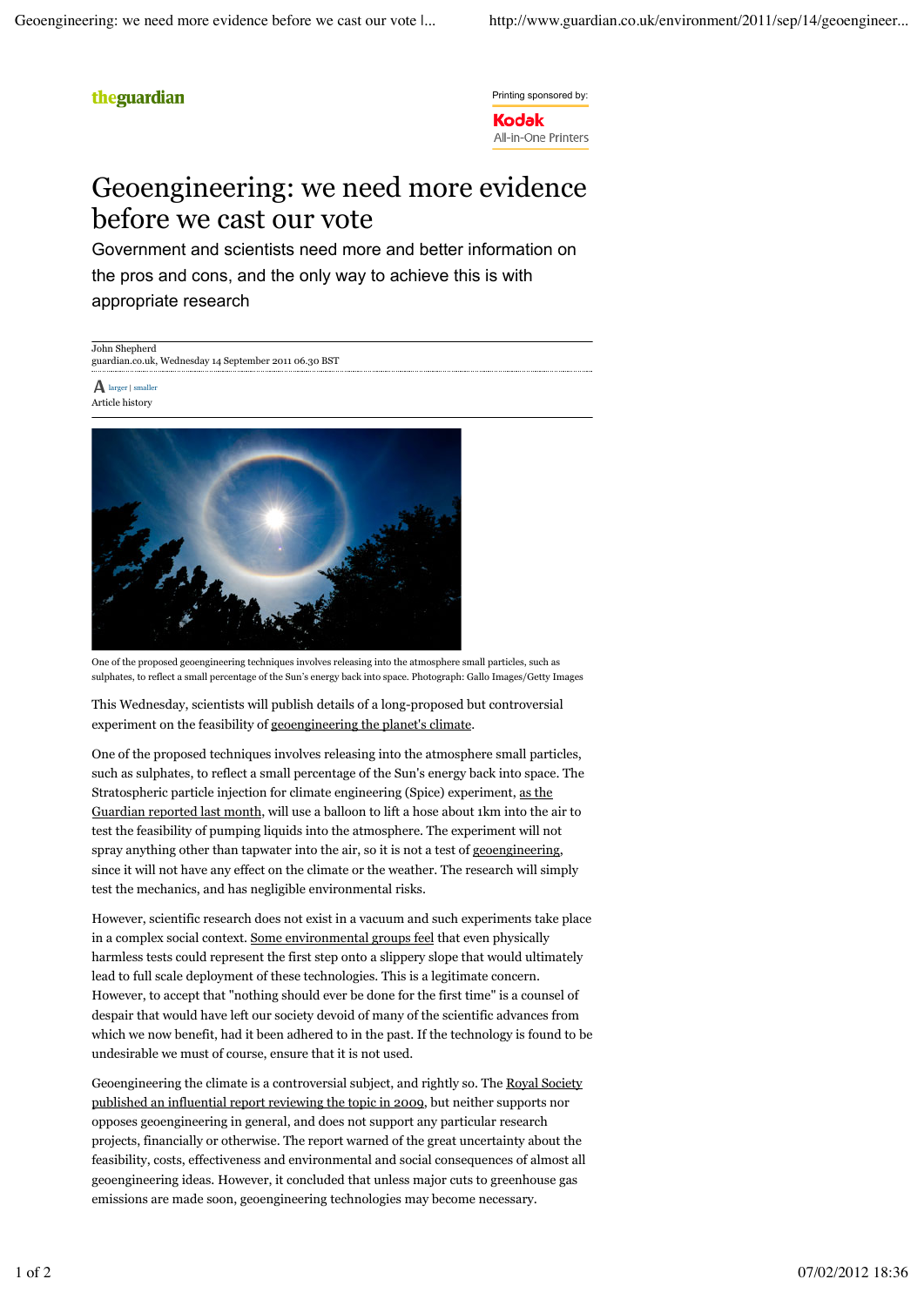theguardian

Printing sponsored by:
Kodak
All-in-One Printers

# Geoengineering: we need more evidence before we cast our vote

Government and scientists need more and better information on the pros and cons, and the only way to achieve this is with appropriate research

John Shepherd
guardian.co.uk, Wednesday 14 September 2011 06.30 BST

A larger | smaller
Article history

One of the proposed geoengineering techniques involves releasing into the atmosphere small particles, such as sulphates, to reflect a small percentage of the Sun's energy back into space. Photograph: Gallo Images/Getty Images

This Wednesday, scientists will publish details of a long-proposed but controversial experiment on the feasibility of geoengineering the planet's climate.

One of the proposed techniques involves releasing into the atmosphere small particles, such as sulphates, to reflect a small percentage of the Sun's energy back into space. The Stratospheric particle injection for climate engineering (Spice) experiment, as the Guardian reported last month, will use a balloon to lift a hose about 1km into the air to test the feasibility of pumping liquids into the atmosphere. The experiment will not spray anything other than tapwater into the air, so it is not a test of geoengineering, since it will not have any effect on the climate or the weather. The research will simply test the mechanics, and has negligible environmental risks.

However, scientific research does not exist in a vacuum and such experiments take place in a complex social context. Some environmental groups feel that even physically harmless tests could represent the first step onto a slippery slope that would ultimately lead to full scale deployment of these technologies. This is a legitimate concern. However, to accept that "nothing should ever be done for the first time" is a counsel of despair that would have left our society devoid of many of the scientific advances from which we now benefit, had it been adhered to in the past. If the technology is found to be undesirable we must of course, ensure that it is not used.

Geoengineering the climate is a controversial subject, and rightly so. The Royal Society published an influential report reviewing the topic in 2009, but neither supports nor opposes geoengineering in general, and does not support any particular research projects, financially or otherwise. The report warned of the great uncertainty about the feasibility, costs, effectiveness and environmental and social consequences of almost all geoengineering ideas. However, it concluded that unless major cuts to greenhouse gas emissions are made soon, geoengineering technologies may become necessary.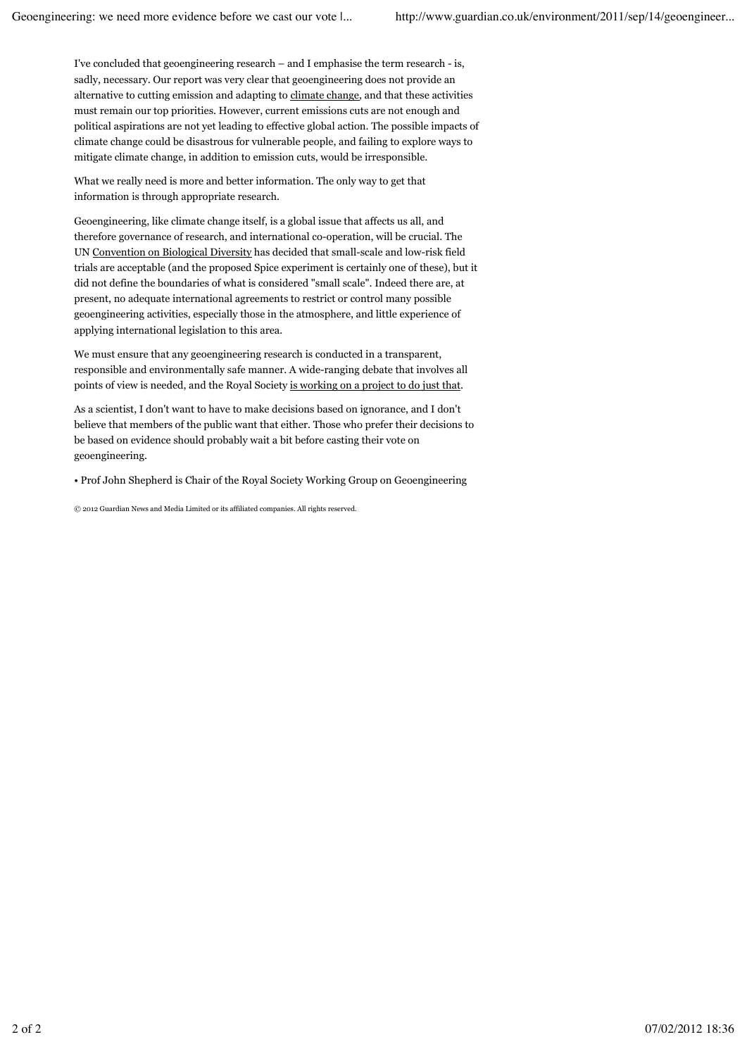I've concluded that geoengineering research – and I emphasise the term research - is, sadly, necessary. Our report was very clear that geoengineering does not provide an alternative to cutting emission and adapting to climate change, and that these activities must remain our top priorities. However, current emissions cuts are not enough and political aspirations are not yet leading to effective global action. The possible impacts of climate change could be disastrous for vulnerable people, and failing to explore ways to mitigate climate change, in addition to emission cuts, would be irresponsible.

What we really need is more and better information. The only way to get that information is through appropriate research.

Geoengineering, like climate change itself, is a global issue that affects us all, and therefore governance of research, and international co-operation, will be crucial. The UN Convention on Biological Diversity has decided that small-scale and low-risk field trials are acceptable (and the proposed Spice experiment is certainly one of these), but it did not define the boundaries of what is considered "small scale". Indeed there are, at present, no adequate international agreements to restrict or control many possible geoengineering activities, especially those in the atmosphere, and little experience of applying international legislation to this area.

We must ensure that any geoengineering research is conducted in a transparent, responsible and environmentally safe manner. A wide-ranging debate that involves all points of view is needed, and the Royal Society is working on a project to do just that.

As a scientist, I don't want to have to make decisions based on ignorance, and I don't believe that members of the public want that either. Those who prefer their decisions to be based on evidence should probably wait a bit before casting their vote on geoengineering.

• Prof John Shepherd is Chair of the Royal Society Working Group on Geoengineering

© 2012 Guardian News and Media Limited or its affiliated companies. All rights reserved.